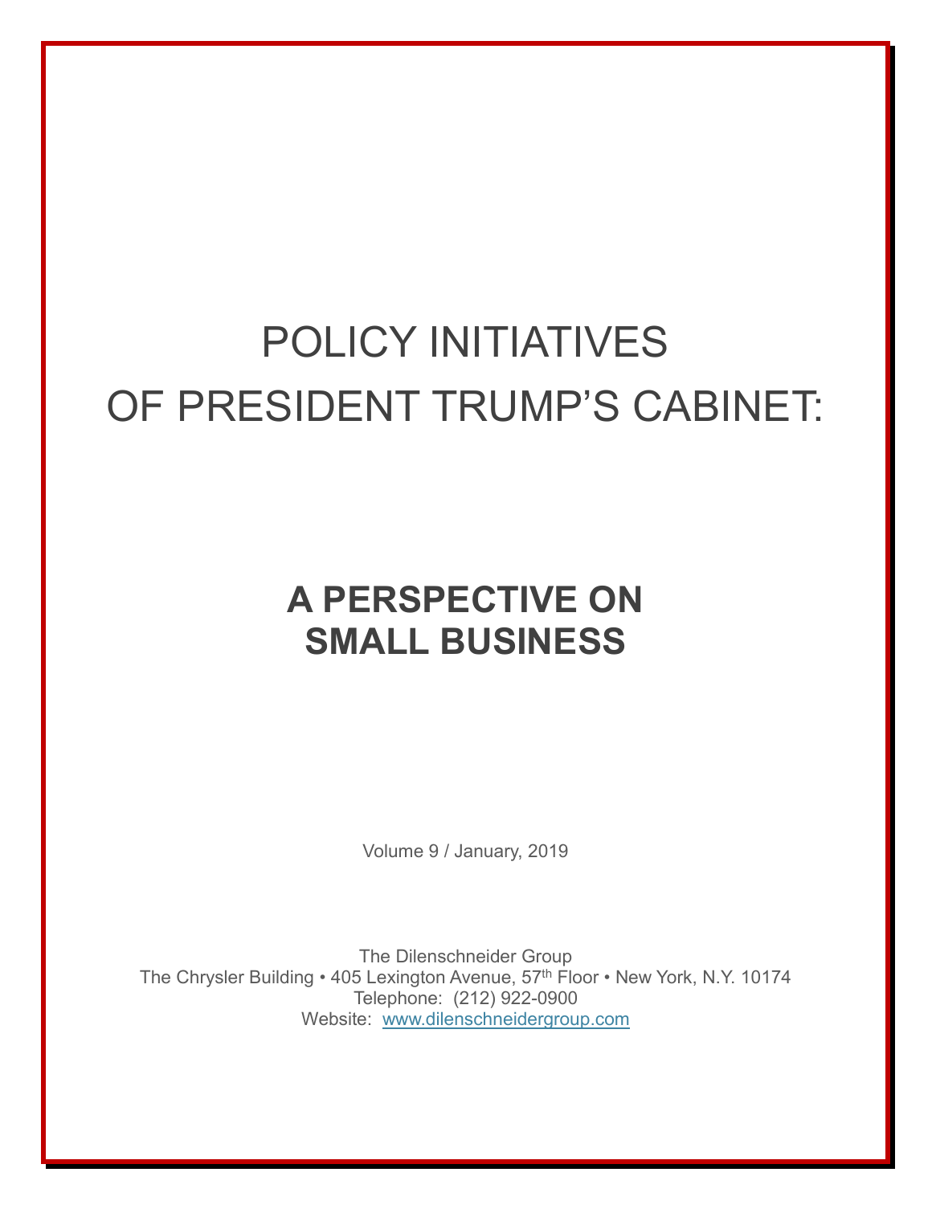# POLICY INITIATIVES OF PRESIDENT TRUMP'S CABINET:

## A PERSPECTIVE ON SMALL BUSINESS

Volume 9 / January, 2019

The Dilenschneider Group
The Chrysler Building • 405 Lexington Avenue, $57^{th}$ Floor • New York, N.Y. 10174
Telephone: (212) 922-0900
Website: [www.dilenschneidergroup.com](http://www.dilenschneidergroup.com)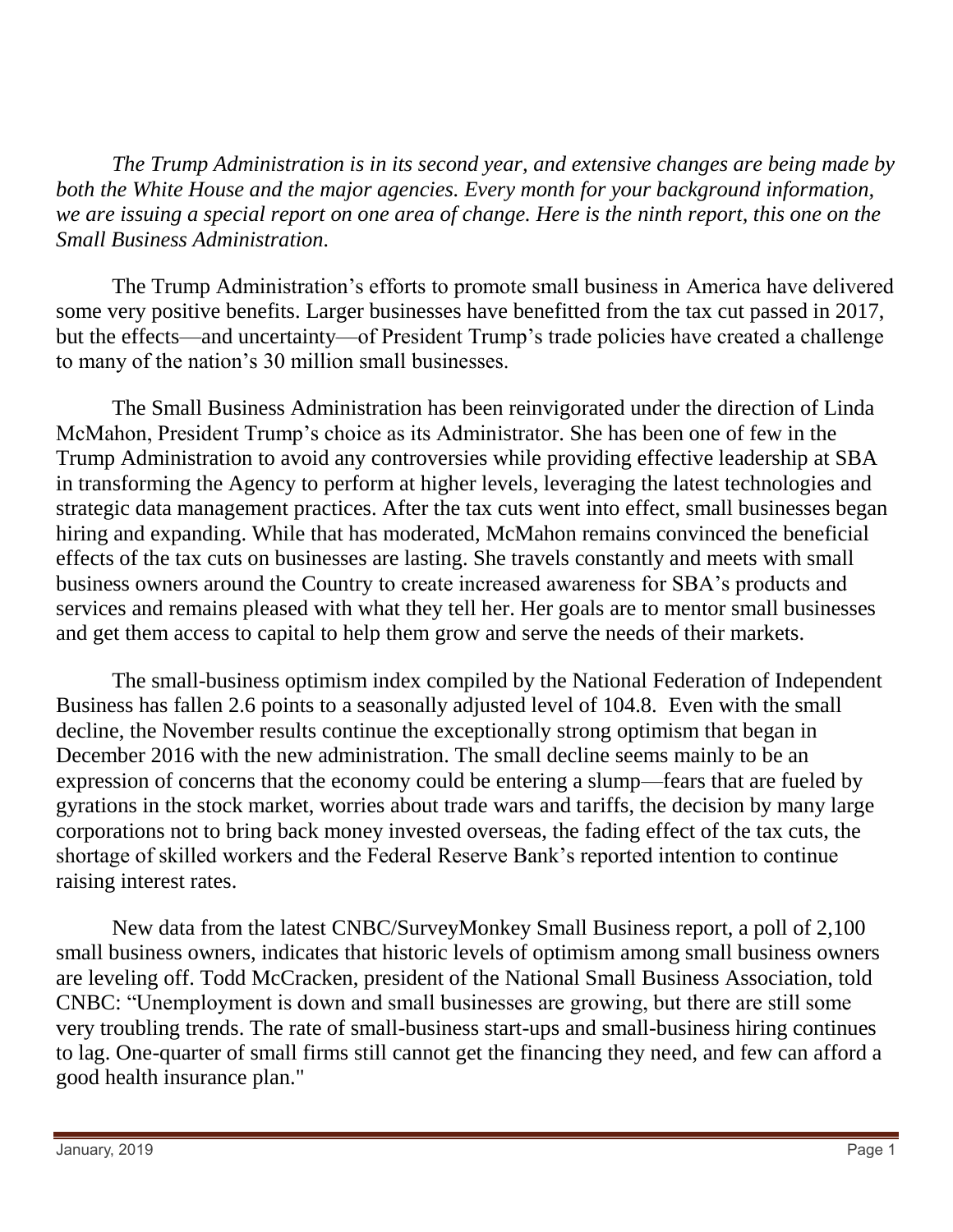*The Trump Administration is in its second year, and extensive changes are being made by both the White House and the major agencies. Every month for your background information, we are issuing a special report on one area of change. Here is the ninth report, this one on the Small Business Administration.*

The Trump Administration's efforts to promote small business in America have delivered some very positive benefits. Larger businesses have benefitted from the tax cut passed in 2017, but the effects—and uncertainty—of President Trump's trade policies have created a challenge to many of the nation's 30 million small businesses.

The Small Business Administration has been reinvigorated under the direction of Linda McMahon, President Trump's choice as its Administrator. She has been one of few in the Trump Administration to avoid any controversies while providing effective leadership at SBA in transforming the Agency to perform at higher levels, leveraging the latest technologies and strategic data management practices. After the tax cuts went into effect, small businesses began hiring and expanding. While that has moderated, McMahon remains convinced the beneficial effects of the tax cuts on businesses are lasting. She travels constantly and meets with small business owners around the Country to create increased awareness for SBA's products and services and remains pleased with what they tell her. Her goals are to mentor small businesses and get them access to capital to help them grow and serve the needs of their markets.

The small-business optimism index compiled by the National Federation of Independent Business has fallen 2.6 points to a seasonally adjusted level of 104.8. Even with the small decline, the November results continue the exceptionally strong optimism that began in December 2016 with the new administration. The small decline seems mainly to be an expression of concerns that the economy could be entering a slump—fears that are fueled by gyrations in the stock market, worries about trade wars and tariffs, the decision by many large corporations not to bring back money invested overseas, the fading effect of the tax cuts, the shortage of skilled workers and the Federal Reserve Bank's reported intention to continue raising interest rates.

New data from the latest CNBC/SurveyMonkey Small Business report, a poll of 2,100 small business owners, indicates that historic levels of optimism among small business owners are leveling off. Todd McCracken, president of the National Small Business Association, told CNBC: "Unemployment is down and small businesses are growing, but there are still some very troubling trends. The rate of small-business start-ups and small-business hiring continues to lag. One-quarter of small firms still cannot get the financing they need, and few can afford a good health insurance plan."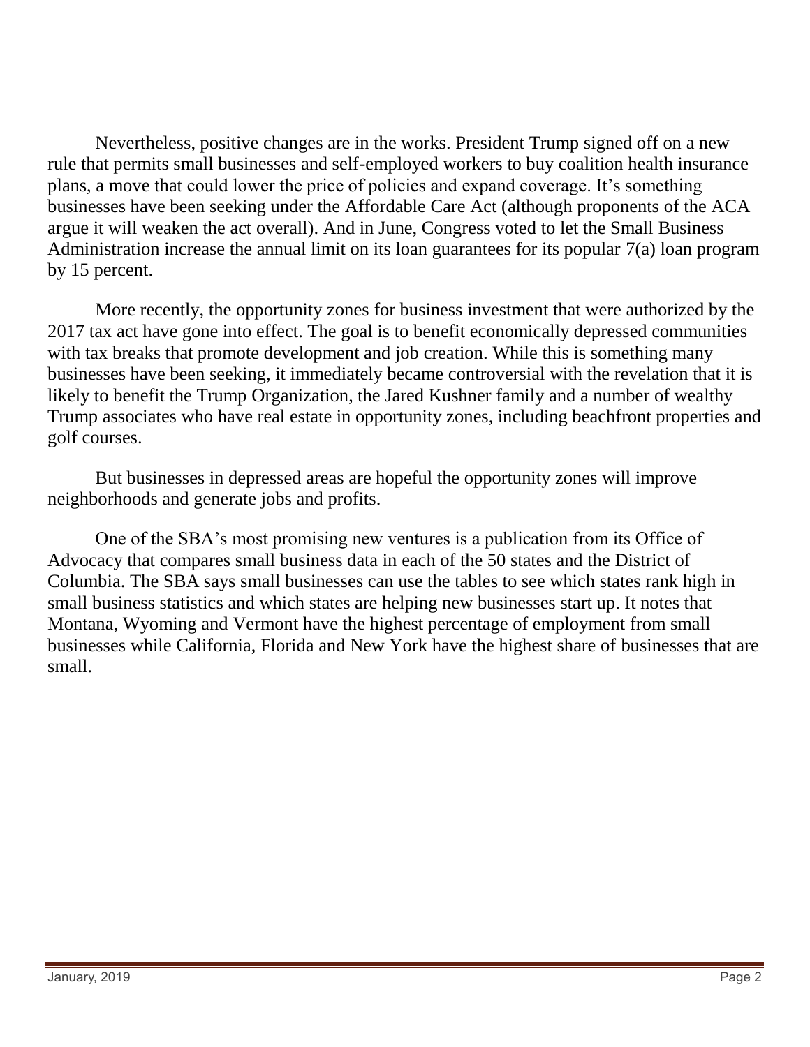Nevertheless, positive changes are in the works. President Trump signed off on a new rule that permits small businesses and self-employed workers to buy coalition health insurance plans, a move that could lower the price of policies and expand coverage. It's something businesses have been seeking under the Affordable Care Act (although proponents of the ACA argue it will weaken the act overall). And in June, Congress voted to let the Small Business Administration increase the annual limit on its loan guarantees for its popular 7(a) loan program by 15 percent.

More recently, the opportunity zones for business investment that were authorized by the 2017 tax act have gone into effect. The goal is to benefit economically depressed communities with tax breaks that promote development and job creation. While this is something many businesses have been seeking, it immediately became controversial with the revelation that it is likely to benefit the Trump Organization, the Jared Kushner family and a number of wealthy Trump associates who have real estate in opportunity zones, including beachfront properties and golf courses.

But businesses in depressed areas are hopeful the opportunity zones will improve neighborhoods and generate jobs and profits.

One of the SBA's most promising new ventures is a publication from its Office of Advocacy that compares small business data in each of the 50 states and the District of Columbia. The SBA says small businesses can use the tables to see which states rank high in small business statistics and which states are helping new businesses start up. It notes that Montana, Wyoming and Vermont have the highest percentage of employment from small businesses while California, Florida and New York have the highest share of businesses that are small.